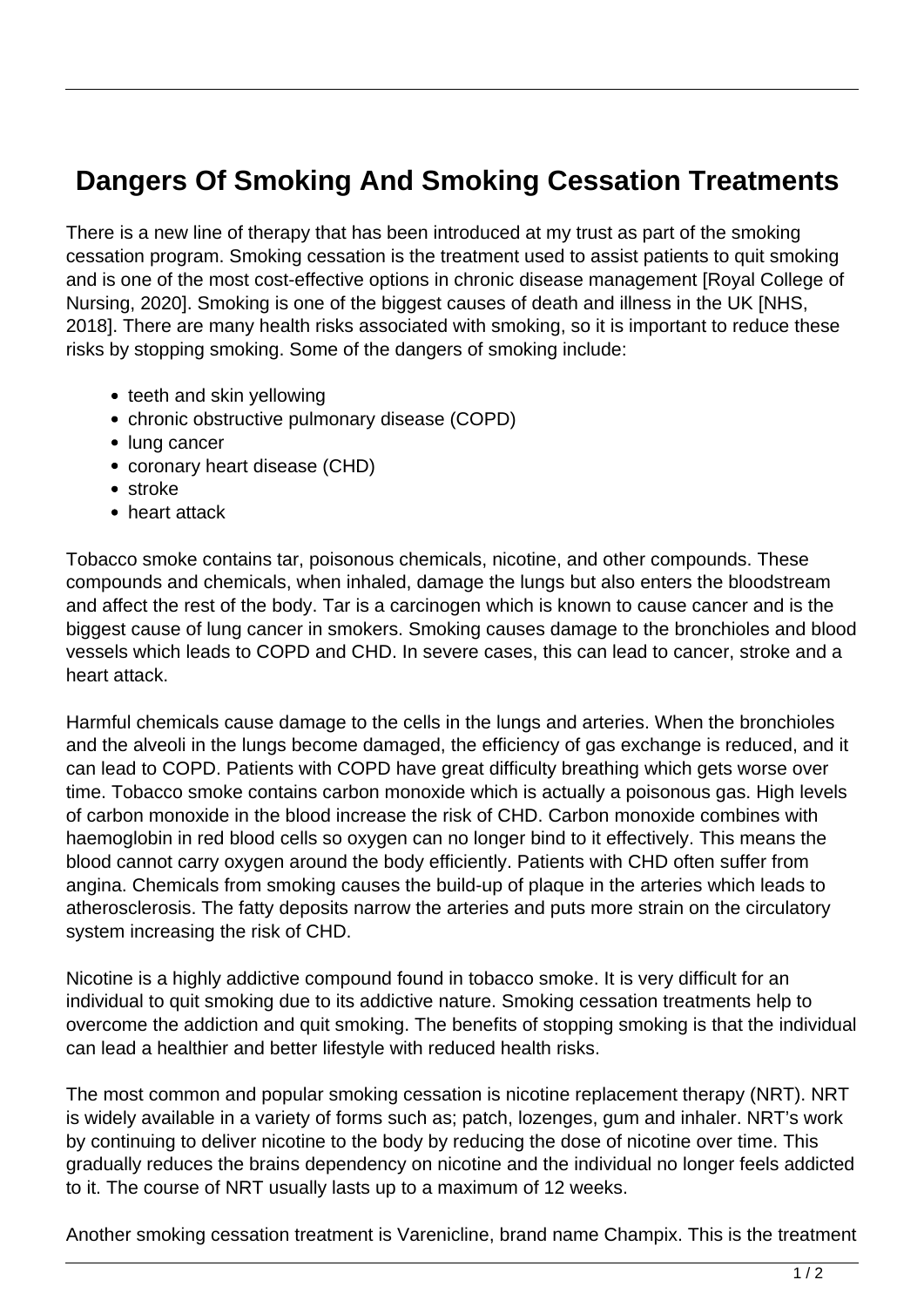# Dangers Of Smoking And Smoking Cessation Treatments

There is a new line of therapy that has been introduced at my trust as part of the smoking cessation program. Smoking cessation is the treatment used to assist patients to quit smoking and is one of the most cost-effective options in chronic disease management [Royal College of Nursing, 2020]. Smoking is one of the biggest causes of death and illness in the UK [NHS, 2018]. There are many health risks associated with smoking, so it is important to reduce these risks by stopping smoking. Some of the dangers of smoking include:

- teeth and skin yellowing
- chronic obstructive pulmonary disease (COPD)
- lung cancer
- coronary heart disease (CHD)
- stroke
- heart attack

Tobacco smoke contains tar, poisonous chemicals, nicotine, and other compounds. These compounds and chemicals, when inhaled, damage the lungs but also enters the bloodstream and affect the rest of the body. Tar is a carcinogen which is known to cause cancer and is the biggest cause of lung cancer in smokers. Smoking causes damage to the bronchioles and blood vessels which leads to COPD and CHD. In severe cases, this can lead to cancer, stroke and a heart attack.

Harmful chemicals cause damage to the cells in the lungs and arteries. When the bronchioles and the alveoli in the lungs become damaged, the efficiency of gas exchange is reduced, and it can lead to COPD. Patients with COPD have great difficulty breathing which gets worse over time. Tobacco smoke contains carbon monoxide which is actually a poisonous gas. High levels of carbon monoxide in the blood increase the risk of CHD. Carbon monoxide combines with haemoglobin in red blood cells so oxygen can no longer bind to it effectively. This means the blood cannot carry oxygen around the body efficiently. Patients with CHD often suffer from angina. Chemicals from smoking causes the build-up of plaque in the arteries which leads to atherosclerosis. The fatty deposits narrow the arteries and puts more strain on the circulatory system increasing the risk of CHD.

Nicotine is a highly addictive compound found in tobacco smoke. It is very difficult for an individual to quit smoking due to its addictive nature. Smoking cessation treatments help to overcome the addiction and quit smoking. The benefits of stopping smoking is that the individual can lead a healthier and better lifestyle with reduced health risks.

The most common and popular smoking cessation is nicotine replacement therapy (NRT). NRT is widely available in a variety of forms such as; patch, lozenges, gum and inhaler. NRT's work by continuing to deliver nicotine to the body by reducing the dose of nicotine over time. This gradually reduces the brains dependency on nicotine and the individual no longer feels addicted to it. The course of NRT usually lasts up to a maximum of 12 weeks.

Another smoking cessation treatment is Varenicline, brand name Champix. This is the treatment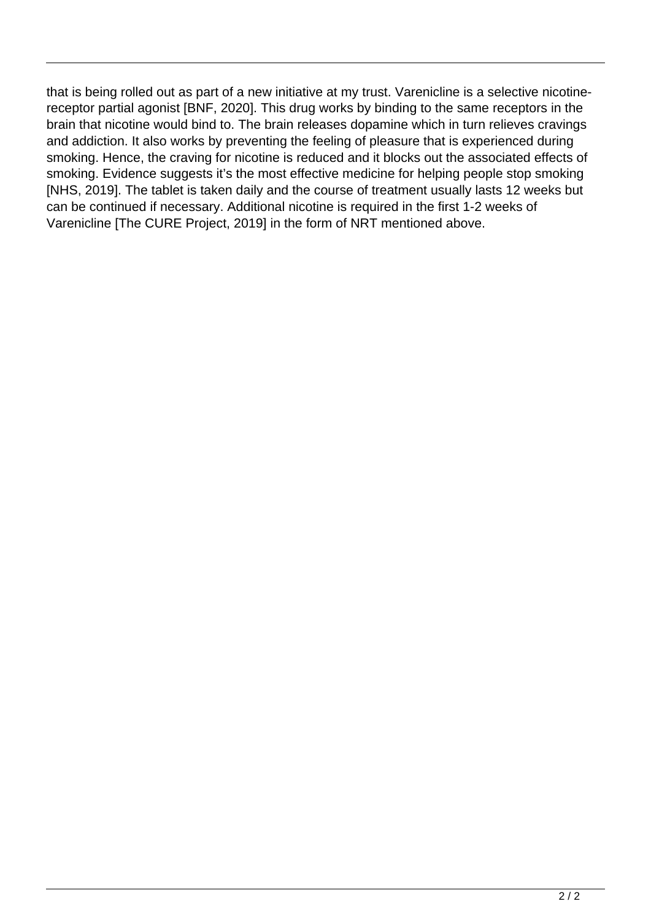that is being rolled out as part of a new initiative at my trust. Varenicline is a selective nicotine-receptor partial agonist [BNF, 2020]. This drug works by binding to the same receptors in the brain that nicotine would bind to. The brain releases dopamine which in turn relieves cravings and addiction. It also works by preventing the feeling of pleasure that is experienced during smoking. Hence, the craving for nicotine is reduced and it blocks out the associated effects of smoking. Evidence suggests it's the most effective medicine for helping people stop smoking [NHS, 2019]. The tablet is taken daily and the course of treatment usually lasts 12 weeks but can be continued if necessary. Additional nicotine is required in the first 1-2 weeks of Varenicline [The CURE Project, 2019] in the form of NRT mentioned above.